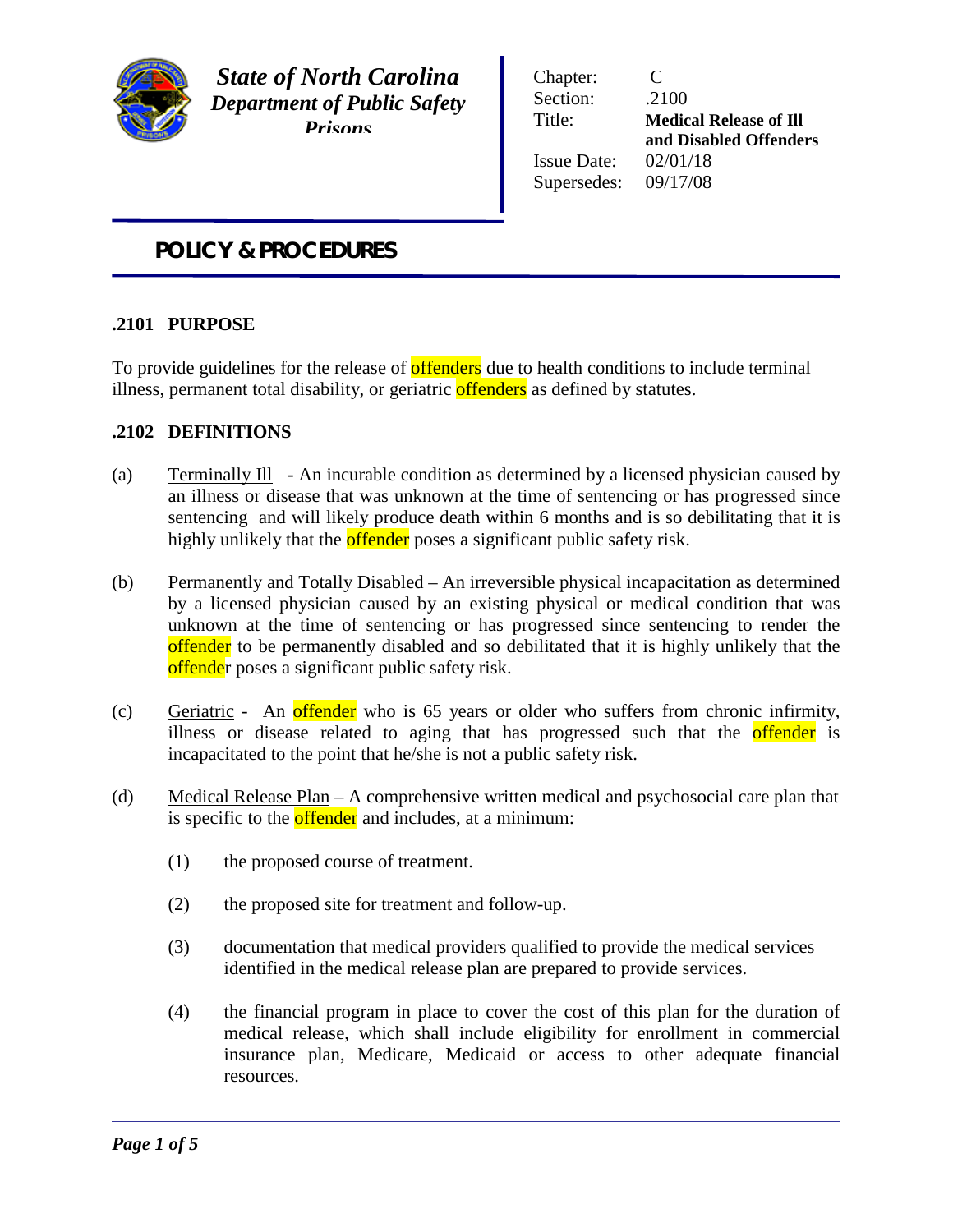**State of North Carolina**
***Department of Public Safety***
***Prisons***

| | |
|---|---|
| Chapter: | C |
| Section: | .2100 |
| Title: | **Medical Release of Ill and Disabled Offenders** |
| Issue Date: | 02/01/18 |
| Supersedes: | 09/17/08 |

# POLICY & PROCEDURES

## .2101 PURPOSE

To provide guidelines for the release of offenders due to health conditions to include terminal illness, permanent total disability, or geriatric offenders as defined by statutes.

## .2102 DEFINITIONS

(a) Terminally Ill - An incurable condition as determined by a licensed physician caused by an illness or disease that was unknown at the time of sentencing or has progressed since sentencing and will likely produce death within 6 months and is so debilitating that it is highly unlikely that the offender poses a significant public safety risk.

(b) Permanently and Totally Disabled – An irreversible physical incapacitation as determined by a licensed physician caused by an existing physical or medical condition that was unknown at the time of sentencing or has progressed since sentencing to render the offender to be permanently disabled and so debilitated that it is highly unlikely that the offender poses a significant public safety risk.

(c) Geriatric - An offender who is 65 years or older who suffers from chronic infirmity, illness or disease related to aging that has progressed such that the offender is incapacitated to the point that he/she is not a public safety risk.

(d) Medical Release Plan – A comprehensive written medical and psychosocial care plan that is specific to the offender and includes, at a minimum:

(1) the proposed course of treatment.

(2) the proposed site for treatment and follow-up.

(3) documentation that medical providers qualified to provide the medical services identified in the medical release plan are prepared to provide services.

(4) the financial program in place to cover the cost of this plan for the duration of medical release, which shall include eligibility for enrollment in commercial insurance plan, Medicare, Medicaid or access to other adequate financial resources.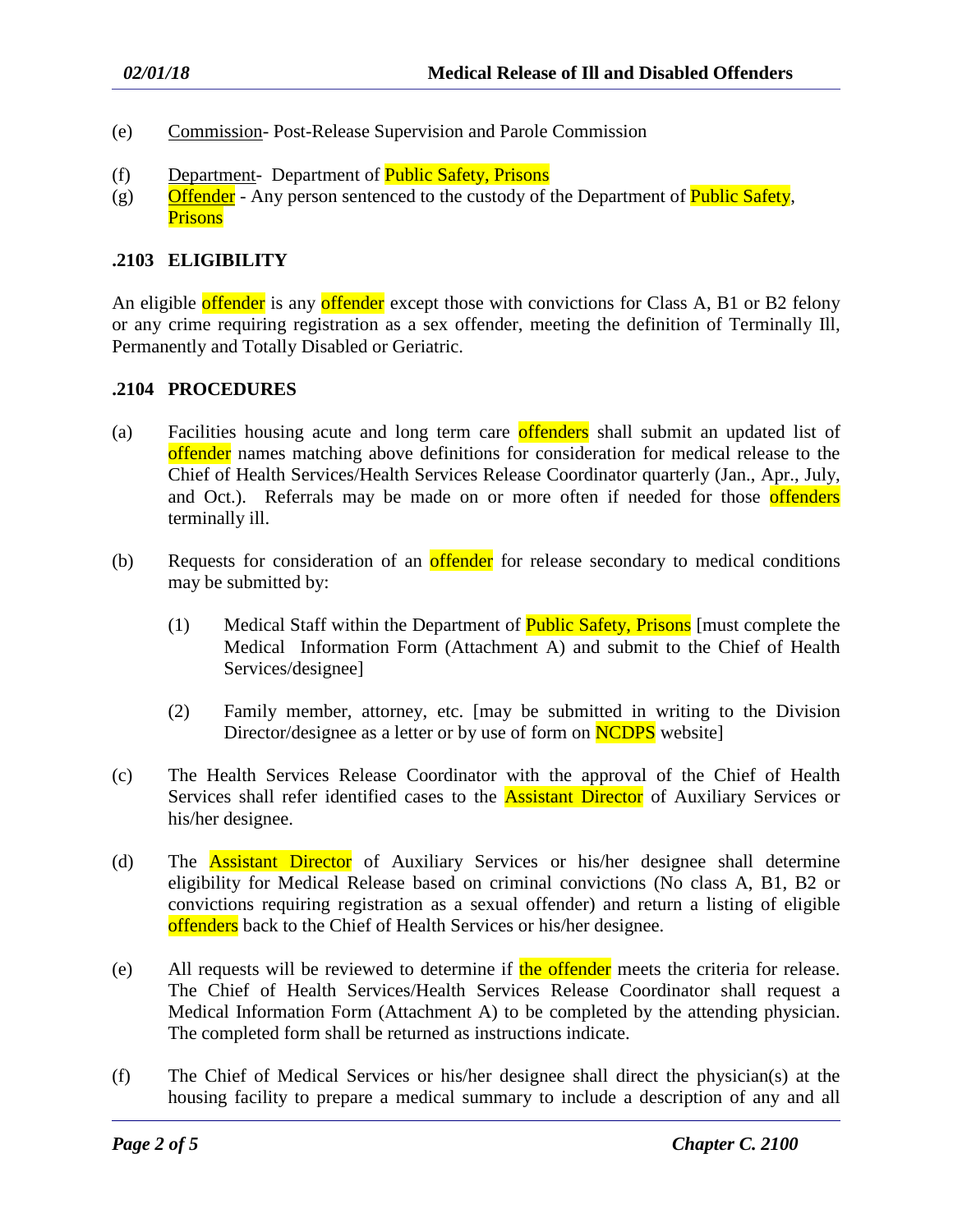(e) Commission- Post-Release Supervision and Parole Commission

(f) Department- Department of Public Safety, Prisons

(g) Offender - Any person sentenced to the custody of the Department of Public Safety, Prisons

### .2103 ELIGIBILITY

An eligible offender is any offender except those with convictions for Class A, B1 or B2 felony or any crime requiring registration as a sex offender, meeting the definition of Terminally Ill, Permanently and Totally Disabled or Geriatric.

### .2104 PROCEDURES

(a) Facilities housing acute and long term care offenders shall submit an updated list of offender names matching above definitions for consideration for medical release to the Chief of Health Services/Health Services Release Coordinator quarterly (Jan., Apr., July, and Oct.). Referrals may be made on or more often if needed for those offenders terminally ill.

(b) Requests for consideration of an offender for release secondary to medical conditions may be submitted by:

  (1) Medical Staff within the Department of Public Safety, Prisons [must complete the Medical Information Form (Attachment A) and submit to the Chief of Health Services/designee]

  (2) Family member, attorney, etc. [may be submitted in writing to the Division Director/designee as a letter or by use of form on NCDPS website]

(c) The Health Services Release Coordinator with the approval of the Chief of Health Services shall refer identified cases to the Assistant Director of Auxiliary Services or his/her designee.

(d) The Assistant Director of Auxiliary Services or his/her designee shall determine eligibility for Medical Release based on criminal convictions (No class A, B1, B2 or convictions requiring registration as a sexual offender) and return a listing of eligible offenders back to the Chief of Health Services or his/her designee.

(e) All requests will be reviewed to determine if the offender meets the criteria for release. The Chief of Health Services/Health Services Release Coordinator shall request a Medical Information Form (Attachment A) to be completed by the attending physician. The completed form shall be returned as instructions indicate.

(f) The Chief of Medical Services or his/her designee shall direct the physician(s) at the housing facility to prepare a medical summary to include a description of any and all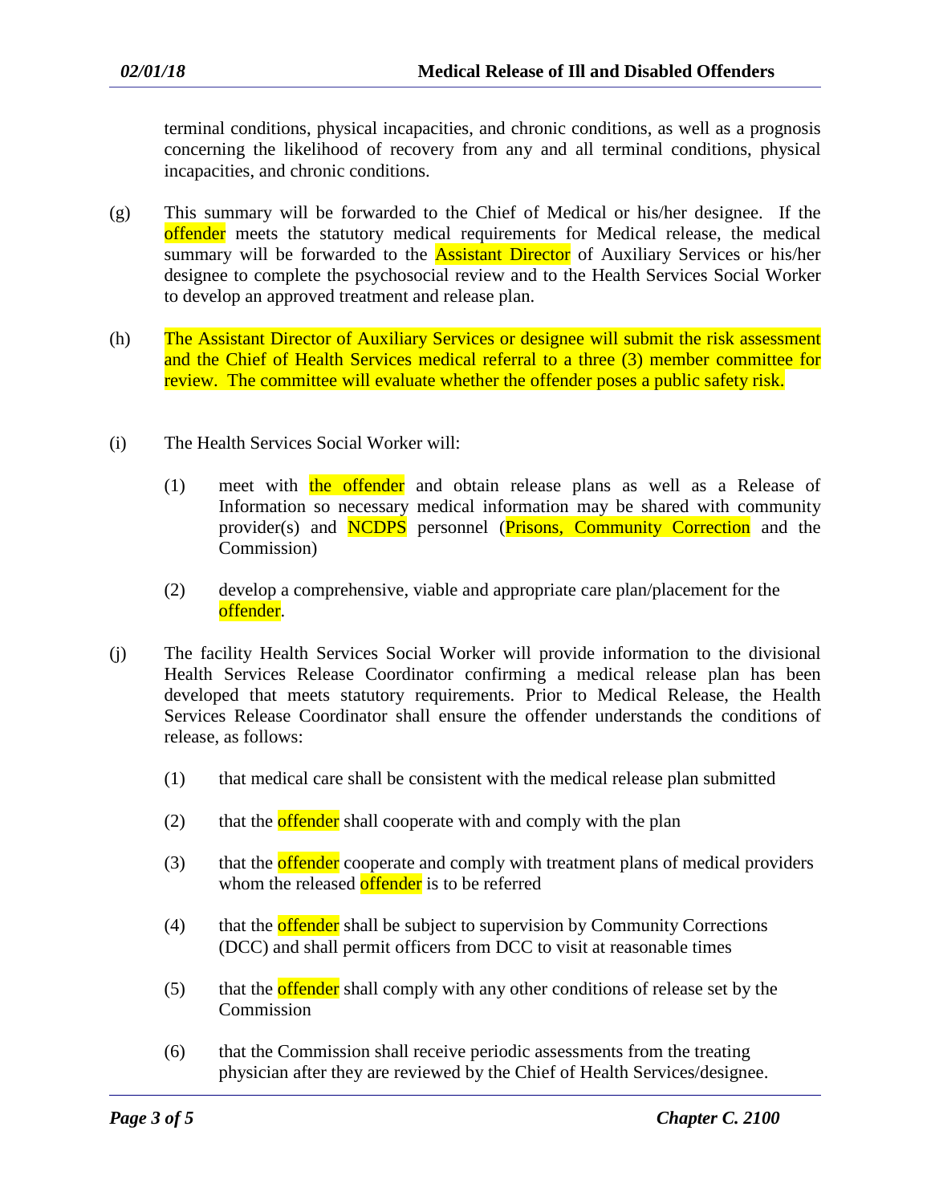terminal conditions, physical incapacities, and chronic conditions, as well as a prognosis concerning the likelihood of recovery from any and all terminal conditions, physical incapacities, and chronic conditions.

(g) This summary will be forwarded to the Chief of Medical or his/her designee. If the offender meets the statutory medical requirements for Medical release, the medical summary will be forwarded to the Assistant Director of Auxiliary Services or his/her designee to complete the psychosocial review and to the Health Services Social Worker to develop an approved treatment and release plan.

(h) The Assistant Director of Auxiliary Services or designee will submit the risk assessment and the Chief of Health Services medical referral to a three (3) member committee for review. The committee will evaluate whether the offender poses a public safety risk.

(i) The Health Services Social Worker will:

(1) meet with the offender and obtain release plans as well as a Release of Information so necessary medical information may be shared with community provider(s) and NCDPS personnel (Prisons, Community Correction and the Commission)

(2) develop a comprehensive, viable and appropriate care plan/placement for the offender.

(j) The facility Health Services Social Worker will provide information to the divisional Health Services Release Coordinator confirming a medical release plan has been developed that meets statutory requirements. Prior to Medical Release, the Health Services Release Coordinator shall ensure the offender understands the conditions of release, as follows:

(1) that medical care shall be consistent with the medical release plan submitted

(2) that the offender shall cooperate with and comply with the plan

(3) that the offender cooperate and comply with treatment plans of medical providers whom the released offender is to be referred

(4) that the offender shall be subject to supervision by Community Corrections (DCC) and shall permit officers from DCC to visit at reasonable times

(5) that the offender shall comply with any other conditions of release set by the Commission

(6) that the Commission shall receive periodic assessments from the treating physician after they are reviewed by the Chief of Health Services/designee.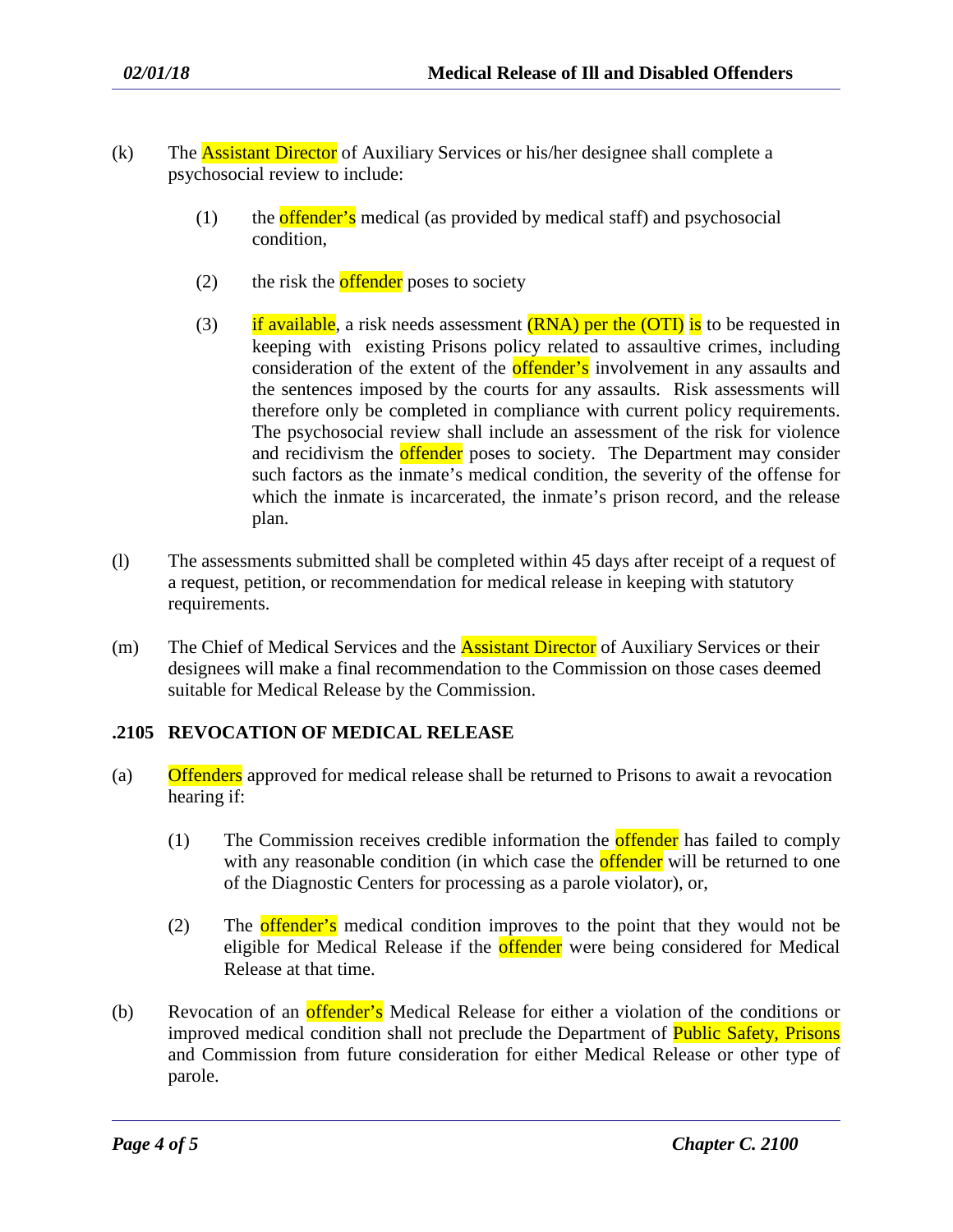(k) The Assistant Director of Auxiliary Services or his/her designee shall complete a psychosocial review to include:

(1) the offender's medical (as provided by medical staff) and psychosocial condition,

(2) the risk the offender poses to society

(3) if available, a risk needs assessment (RNA) per the (OTI) is to be requested in keeping with existing Prisons policy related to assaultive crimes, including consideration of the extent of the offender's involvement in any assaults and the sentences imposed by the courts for any assaults. Risk assessments will therefore only be completed in compliance with current policy requirements. The psychosocial review shall include an assessment of the risk for violence and recidivism the offender poses to society. The Department may consider such factors as the inmate's medical condition, the severity of the offense for which the inmate is incarcerated, the inmate's prison record, and the release plan.

(l) The assessments submitted shall be completed within 45 days after receipt of a request of a request, petition, or recommendation for medical release in keeping with statutory requirements.

(m) The Chief of Medical Services and the Assistant Director of Auxiliary Services or their designees will make a final recommendation to the Commission on those cases deemed suitable for Medical Release by the Commission.

## .2105 REVOCATION OF MEDICAL RELEASE

(a) Offenders approved for medical release shall be returned to Prisons to await a revocation hearing if:

(1) The Commission receives credible information the offender has failed to comply with any reasonable condition (in which case the offender will be returned to one of the Diagnostic Centers for processing as a parole violator), or,

(2) The offender's medical condition improves to the point that they would not be eligible for Medical Release if the offender were being considered for Medical Release at that time.

(b) Revocation of an offender's Medical Release for either a violation of the conditions or improved medical condition shall not preclude the Department of Public Safety, Prisons and Commission from future consideration for either Medical Release or other type of parole.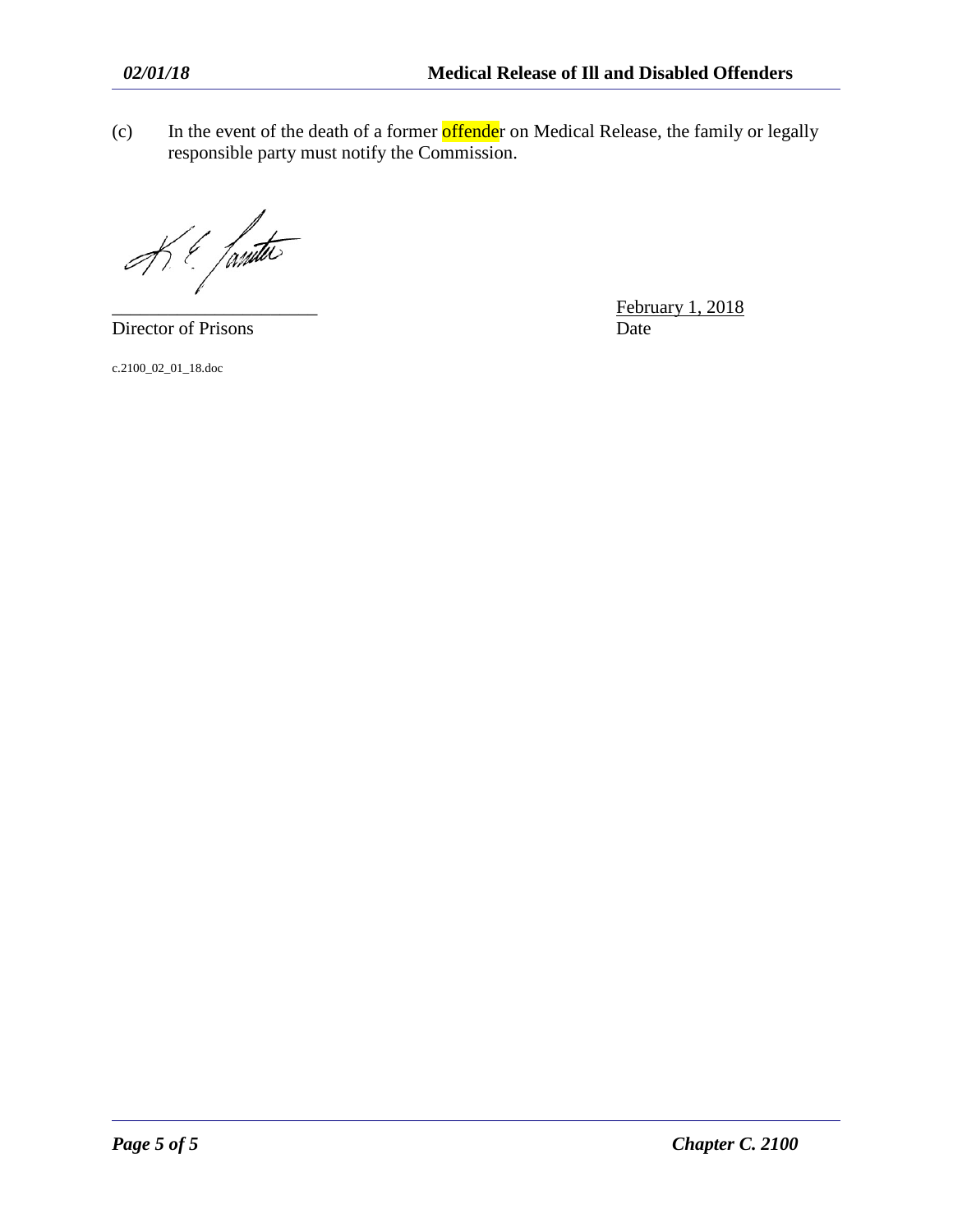(c) In the event of the death of a former offender on Medical Release, the family or legally responsible party must notify the Commission.

______________________  February 1, 2018
Director of Prisons  Date

c.2100_02_01_18.doc